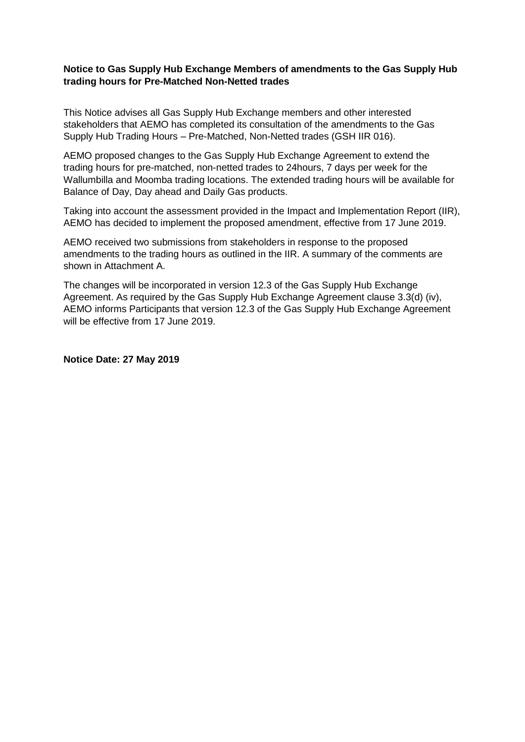**Notice to Gas Supply Hub Exchange Members of amendments to the Gas Supply Hub trading hours for Pre-Matched Non-Netted trades**

This Notice advises all Gas Supply Hub Exchange members and other interested stakeholders that AEMO has completed its consultation of the amendments to the Gas Supply Hub Trading Hours – Pre-Matched, Non-Netted trades (GSH IIR 016).

AEMO proposed changes to the Gas Supply Hub Exchange Agreement to extend the trading hours for pre-matched, non-netted trades to 24hours, 7 days per week for the Wallumbilla and Moomba trading locations. The extended trading hours will be available for Balance of Day, Day ahead and Daily Gas products.

Taking into account the assessment provided in the Impact and Implementation Report (IIR), AEMO has decided to implement the proposed amendment, effective from 17 June 2019.

AEMO received two submissions from stakeholders in response to the proposed amendments to the trading hours as outlined in the IIR. A summary of the comments are shown in Attachment A.

The changes will be incorporated in version 12.3 of the Gas Supply Hub Exchange Agreement. As required by the Gas Supply Hub Exchange Agreement clause 3.3(d) (iv), AEMO informs Participants that version 12.3 of the Gas Supply Hub Exchange Agreement will be effective from 17 June 2019.

**Notice Date: 27 May 2019**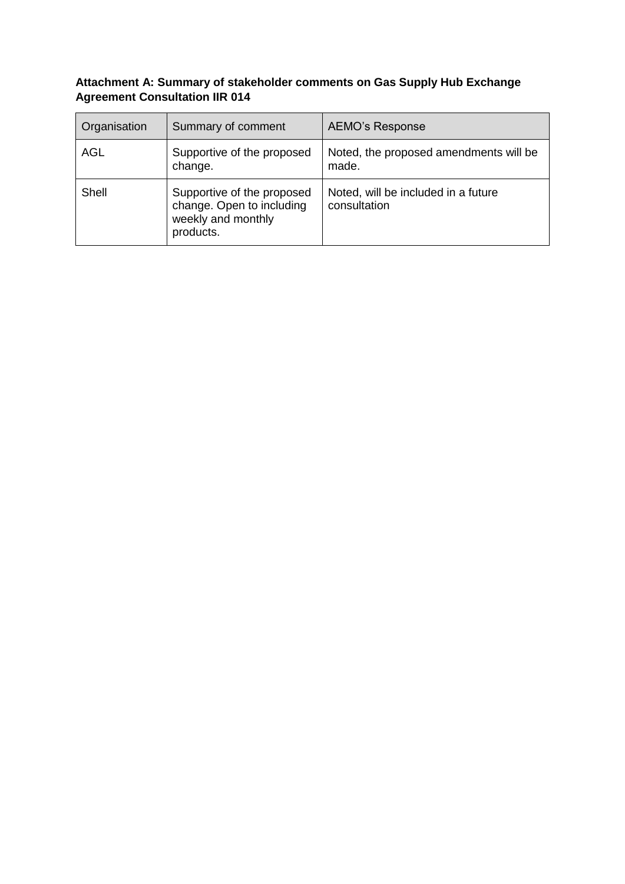**Attachment A: Summary of stakeholder comments on Gas Supply Hub Exchange Agreement Consultation IIR 014**

| Organisation | Summary of comment | AEMO's Response |
| --- | --- | --- |
| AGL | Supportive of the proposed change. | Noted, the proposed amendments will be made. |
| Shell | Supportive of the proposed change. Open to including weekly and monthly products. | Noted, will be included in a future consultation |